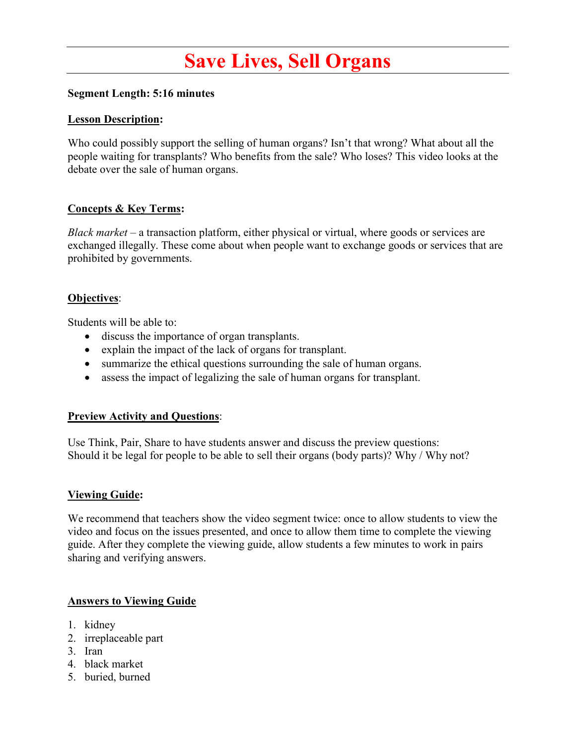# Save Lives, Sell Organs

**Segment Length: 5:16 minutes**

## Lesson Description:

Who could possibly support the selling of human organs? Isn't that wrong? What about all the people waiting for transplants? Who benefits from the sale? Who loses? This video looks at the debate over the sale of human organs.

## Concepts & Key Terms:

*Black market* – a transaction platform, either physical or virtual, where goods or services are exchanged illegally. These come about when people want to exchange goods or services that are prohibited by governments.

## Objectives:

Students will be able to:

- discuss the importance of organ transplants.
- explain the impact of the lack of organs for transplant.
- summarize the ethical questions surrounding the sale of human organs.
- assess the impact of legalizing the sale of human organs for transplant.

## Preview Activity and Questions:

Use Think, Pair, Share to have students answer and discuss the preview questions:
Should it be legal for people to be able to sell their organs (body parts)? Why / Why not?

## Viewing Guide:

We recommend that teachers show the video segment twice: once to allow students to view the video and focus on the issues presented, and once to allow them time to complete the viewing guide. After they complete the viewing guide, allow students a few minutes to work in pairs sharing and verifying answers.

## Answers to Viewing Guide

1. kidney
2. irreplaceable part
3. Iran
4. black market
5. buried, burned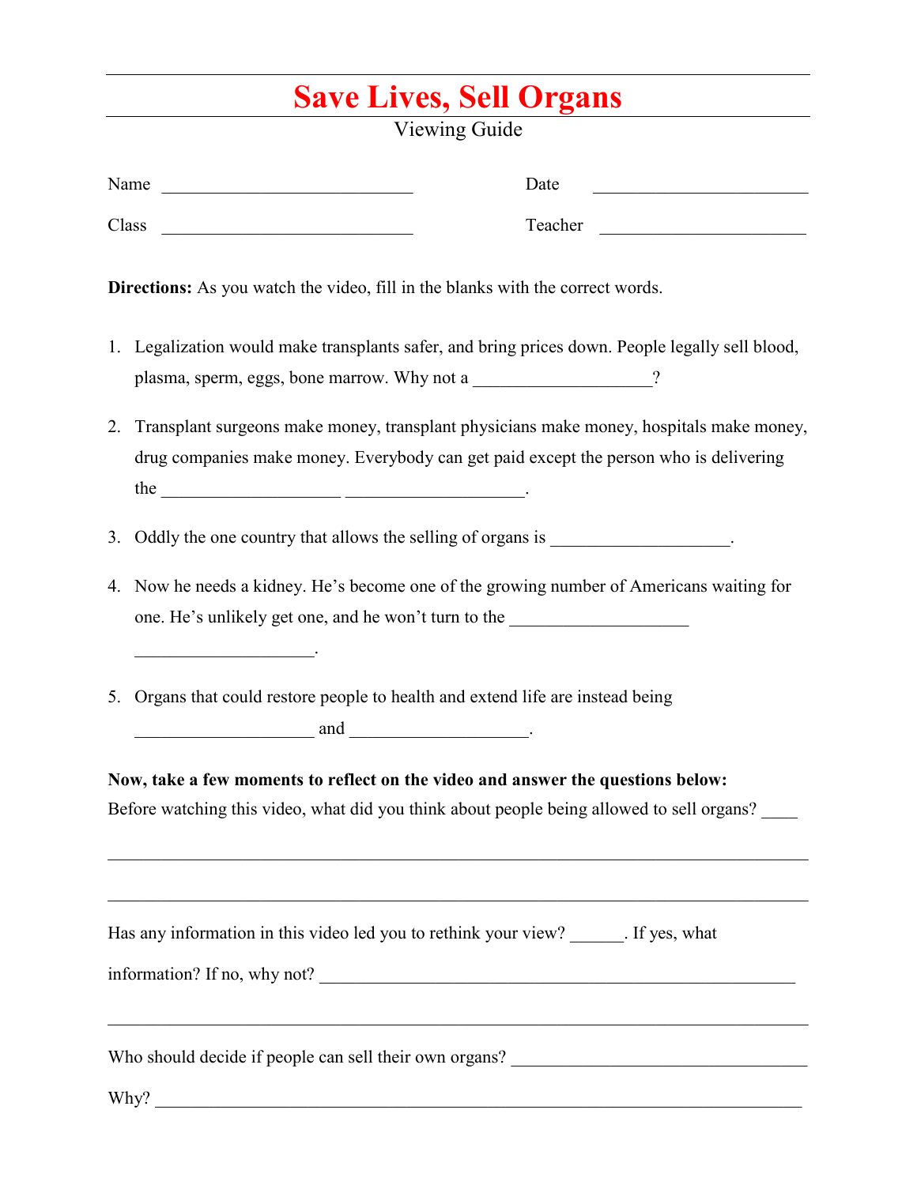# Save Lives, Sell Organs

Viewing Guide

Name ____________________________ Date ________________________

Class ____________________________ Teacher _______________________

**Directions:** As you watch the video, fill in the blanks with the correct words.

1. Legalization would make transplants safer, and bring prices down. People legally sell blood, plasma, sperm, eggs, bone marrow. Why not a ____________________?
2. Transplant surgeons make money, transplant physicians make money, hospitals make money, drug companies make money. Everybody can get paid except the person who is delivering the ____________________ ____________________.
3. Oddly the one country that allows the selling of organs is ____________________.
4. Now he needs a kidney. He's become one of the growing number of Americans waiting for one. He's unlikely get one, and he won't turn to the ____________________ ____________________.
5. Organs that could restore people to health and extend life are instead being ____________________ and ____________________.

**Now, take a few moments to reflect on the video and answer the questions below:**

Before watching this video, what did you think about people being allowed to sell organs? ____

______________________________________________________________________________

______________________________________________________________________________

Has any information in this video led you to rethink your view? ______. If yes, what information? If no, why not? ______________________________________________________

______________________________________________________________________________

Who should decide if people can sell their own organs? __________________________________

Why? __________________________________________________________________________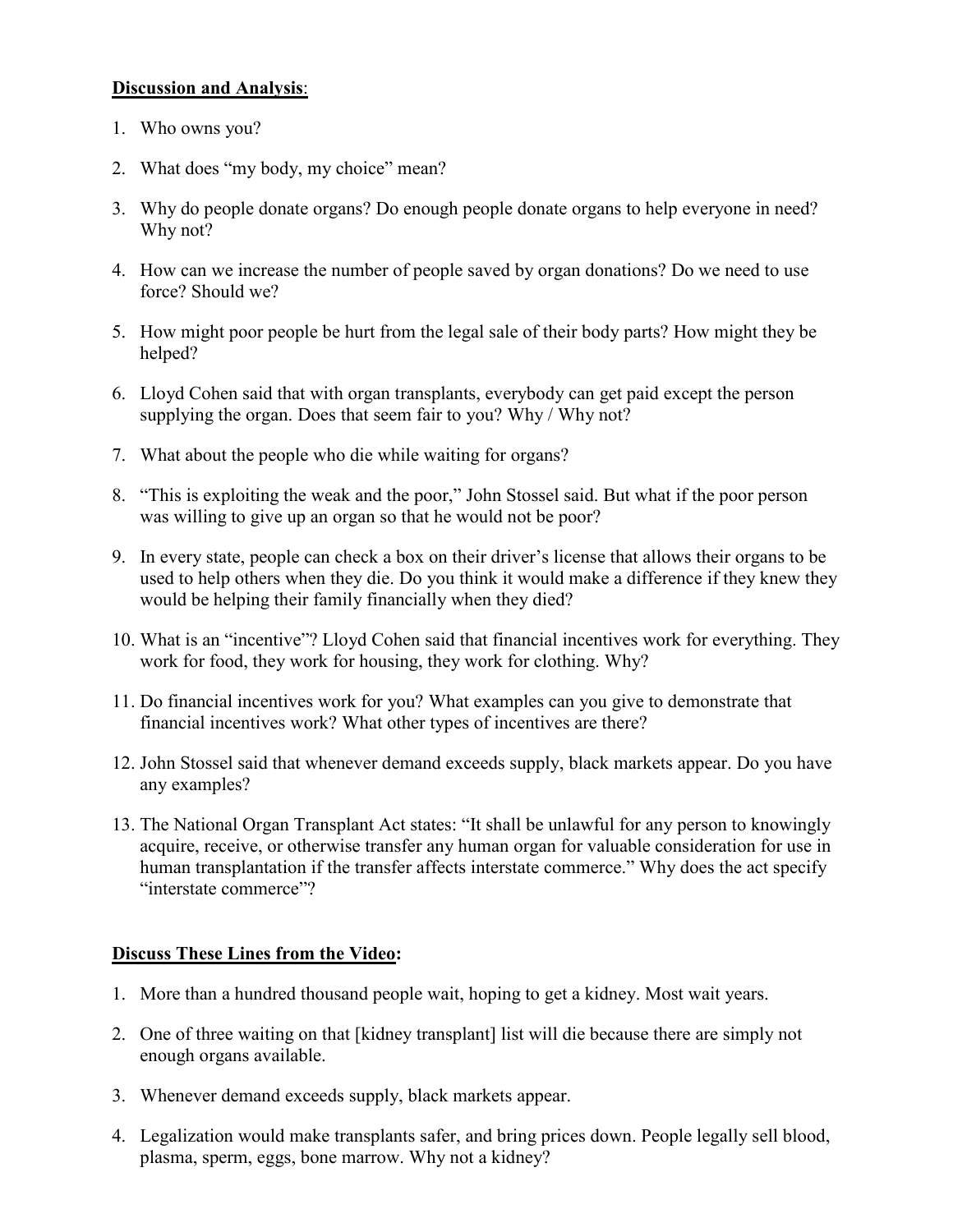**<u>Discussion and Analysis</u>**:

1. Who owns you?

2. What does "my body, my choice" mean?

3. Why do people donate organs? Do enough people donate organs to help everyone in need? Why not?

4. How can we increase the number of people saved by organ donations? Do we need to use force? Should we?

5. How might poor people be hurt from the legal sale of their body parts? How might they be helped?

6. Lloyd Cohen said that with organ transplants, everybody can get paid except the person supplying the organ. Does that seem fair to you? Why / Why not?

7. What about the people who die while waiting for organs?

8. "This is exploiting the weak and the poor," John Stossel said. But what if the poor person was willing to give up an organ so that he would not be poor?

9. In every state, people can check a box on their driver's license that allows their organs to be used to help others when they die. Do you think it would make a difference if they knew they would be helping their family financially when they died?

10. What is an "incentive"? Lloyd Cohen said that financial incentives work for everything. They work for food, they work for housing, they work for clothing. Why?

11. Do financial incentives work for you? What examples can you give to demonstrate that financial incentives work? What other types of incentives are there?

12. John Stossel said that whenever demand exceeds supply, black markets appear. Do you have any examples?

13. The National Organ Transplant Act states: "It shall be unlawful for any person to knowingly acquire, receive, or otherwise transfer any human organ for valuable consideration for use in human transplantation if the transfer affects interstate commerce." Why does the act specify "interstate commerce"?

**<u>Discuss These Lines from the Video</u>:**

1. More than a hundred thousand people wait, hoping to get a kidney. Most wait years.

2. One of three waiting on that [kidney transplant] list will die because there are simply not enough organs available.

3. Whenever demand exceeds supply, black markets appear.

4. Legalization would make transplants safer, and bring prices down. People legally sell blood, plasma, sperm, eggs, bone marrow. Why not a kidney?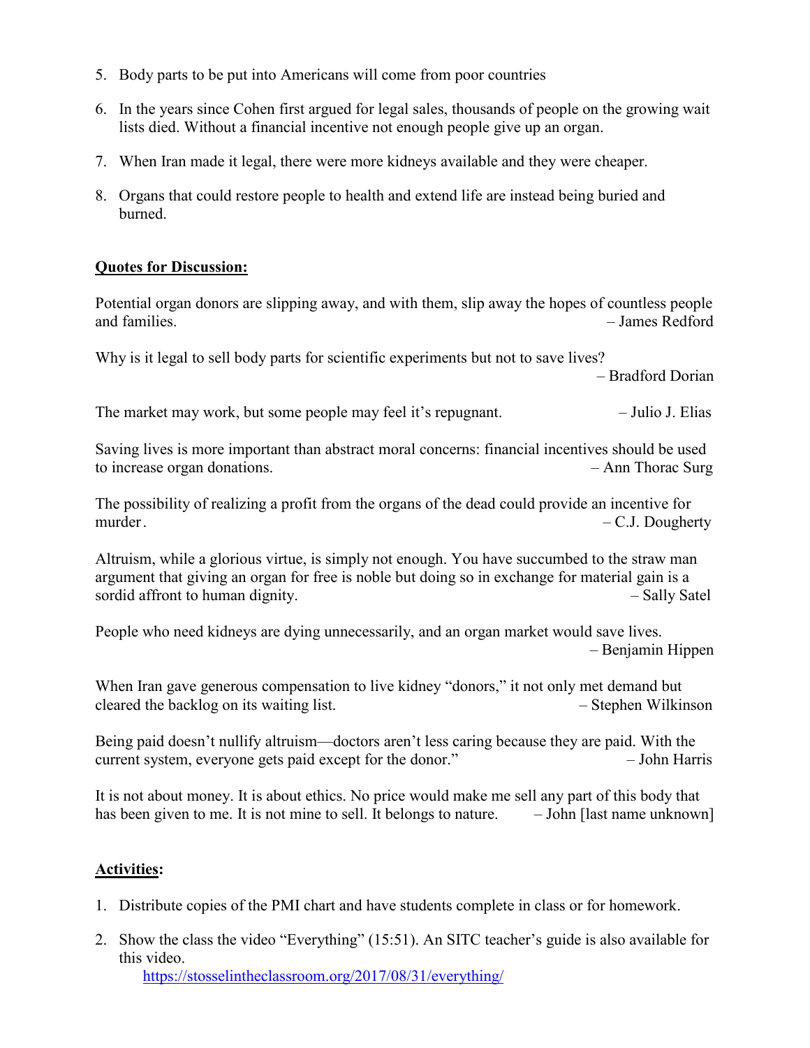5. Body parts to be put into Americans will come from poor countries

6. In the years since Cohen first argued for legal sales, thousands of people on the growing wait lists died. Without a financial incentive not enough people give up an organ.

7. When Iran made it legal, there were more kidneys available and they were cheaper.

8. Organs that could restore people to health and extend life are instead being buried and burned.

**Quotes for Discussion:**

Potential organ donors are slipping away, and with them, slip away the hopes of countless people and families. – James Redford

Why is it legal to sell body parts for scientific experiments but not to save lives? – Bradford Dorian

The market may work, but some people may feel it's repugnant. – Julio J. Elias

Saving lives is more important than abstract moral concerns: financial incentives should be used to increase organ donations. – Ann Thorac Surg

The possibility of realizing a profit from the organs of the dead could provide an incentive for murder. – C.J. Dougherty

Altruism, while a glorious virtue, is simply not enough. You have succumbed to the straw man argument that giving an organ for free is noble but doing so in exchange for material gain is a sordid affront to human dignity. – Sally Satel

People who need kidneys are dying unnecessarily, and an organ market would save lives. – Benjamin Hippen

When Iran gave generous compensation to live kidney "donors," it not only met demand but cleared the backlog on its waiting list. – Stephen Wilkinson

Being paid doesn't nullify altruism—doctors aren't less caring because they are paid. With the current system, everyone gets paid except for the donor." – John Harris

It is not about money. It is about ethics. No price would make me sell any part of this body that has been given to me. It is not mine to sell. It belongs to nature. – John [last name unknown]

**Activities:**

1. Distribute copies of the PMI chart and have students complete in class or for homework.

2. Show the class the video "Everything" (15:51). An SITC teacher's guide is also available for this video.
   https://stosselintheclassroom.org/2017/08/31/everything/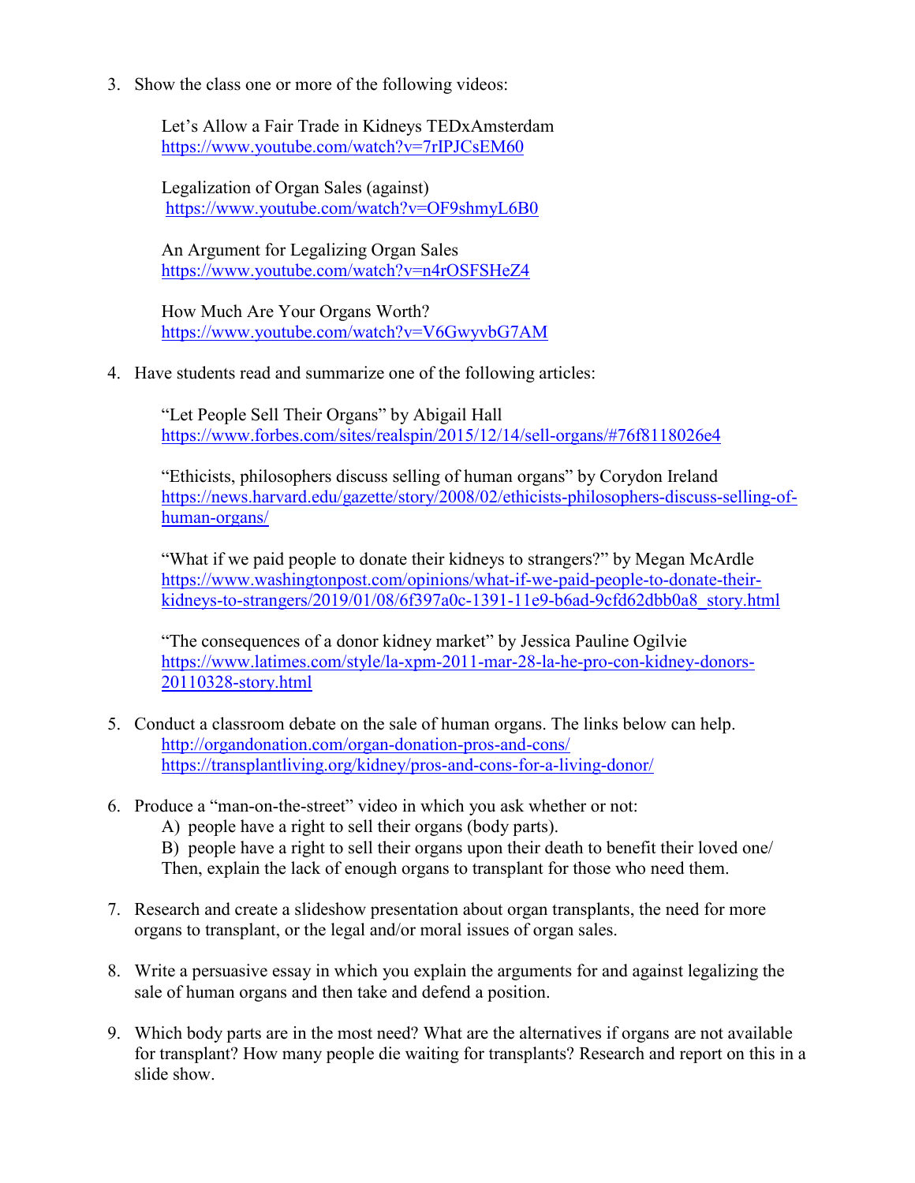3. Show the class one or more of the following videos:

   Let's Allow a Fair Trade in Kidneys TEDxAmsterdam
   https://www.youtube.com/watch?v=7rIPJCsEM60

   Legalization of Organ Sales (against)
   https://www.youtube.com/watch?v=OF9shmyL6B0

   An Argument for Legalizing Organ Sales
   https://www.youtube.com/watch?v=n4rOSFSHeZ4

   How Much Are Your Organs Worth?
   https://www.youtube.com/watch?v=V6GwyvbG7AM

4. Have students read and summarize one of the following articles:

   "Let People Sell Their Organs" by Abigail Hall
   https://www.forbes.com/sites/realspin/2015/12/14/sell-organs/#76f8118026e4

   "Ethicists, philosophers discuss selling of human organs" by Corydon Ireland
   https://news.harvard.edu/gazette/story/2008/02/ethicists-philosophers-discuss-selling-of-human-organs/

   "What if we paid people to donate their kidneys to strangers?" by Megan McArdle
   https://www.washingtonpost.com/opinions/what-if-we-paid-people-to-donate-their-kidneys-to-strangers/2019/01/08/6f397a0c-1391-11e9-b6ad-9cfd62dbb0a8_story.html

   "The consequences of a donor kidney market" by Jessica Pauline Ogilvie
   https://www.latimes.com/style/la-xpm-2011-mar-28-la-he-pro-con-kidney-donors-20110328-story.html

5. Conduct a classroom debate on the sale of human organs. The links below can help.
   http://organdonation.com/organ-donation-pros-and-cons/
   https://transplantliving.org/kidney/pros-and-cons-for-a-living-donor/

6. Produce a "man-on-the-street" video in which you ask whether or not:
   A) people have a right to sell their organs (body parts).
   B) people have a right to sell their organs upon their death to benefit their loved one/
   Then, explain the lack of enough organs to transplant for those who need them.

7. Research and create a slideshow presentation about organ transplants, the need for more organs to transplant, or the legal and/or moral issues of organ sales.

8. Write a persuasive essay in which you explain the arguments for and against legalizing the sale of human organs and then take and defend a position.

9. Which body parts are in the most need? What are the alternatives if organs are not available for transplant? How many people die waiting for transplants? Research and report on this in a slide show.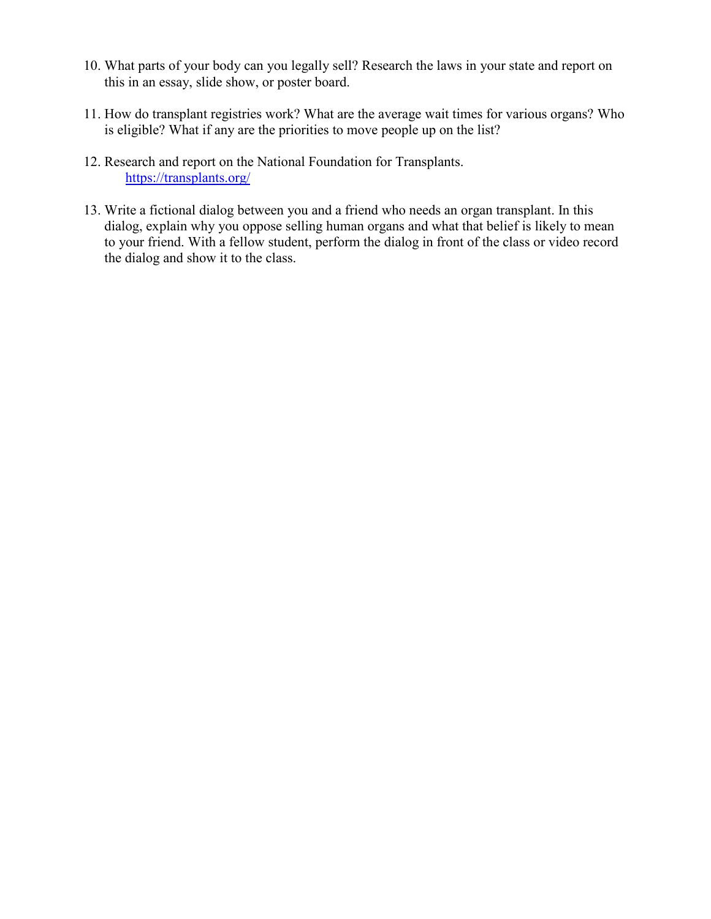10. What parts of your body can you legally sell? Research the laws in your state and report on this in an essay, slide show, or poster board.

11. How do transplant registries work? What are the average wait times for various organs? Who is eligible? What if any are the priorities to move people up on the list?

12. Research and report on the National Foundation for Transplants.
    [https://transplants.org/](https://transplants.org/)

13. Write a fictional dialog between you and a friend who needs an organ transplant. In this dialog, explain why you oppose selling human organs and what that belief is likely to mean to your friend. With a fellow student, perform the dialog in front of the class or video record the dialog and show it to the class.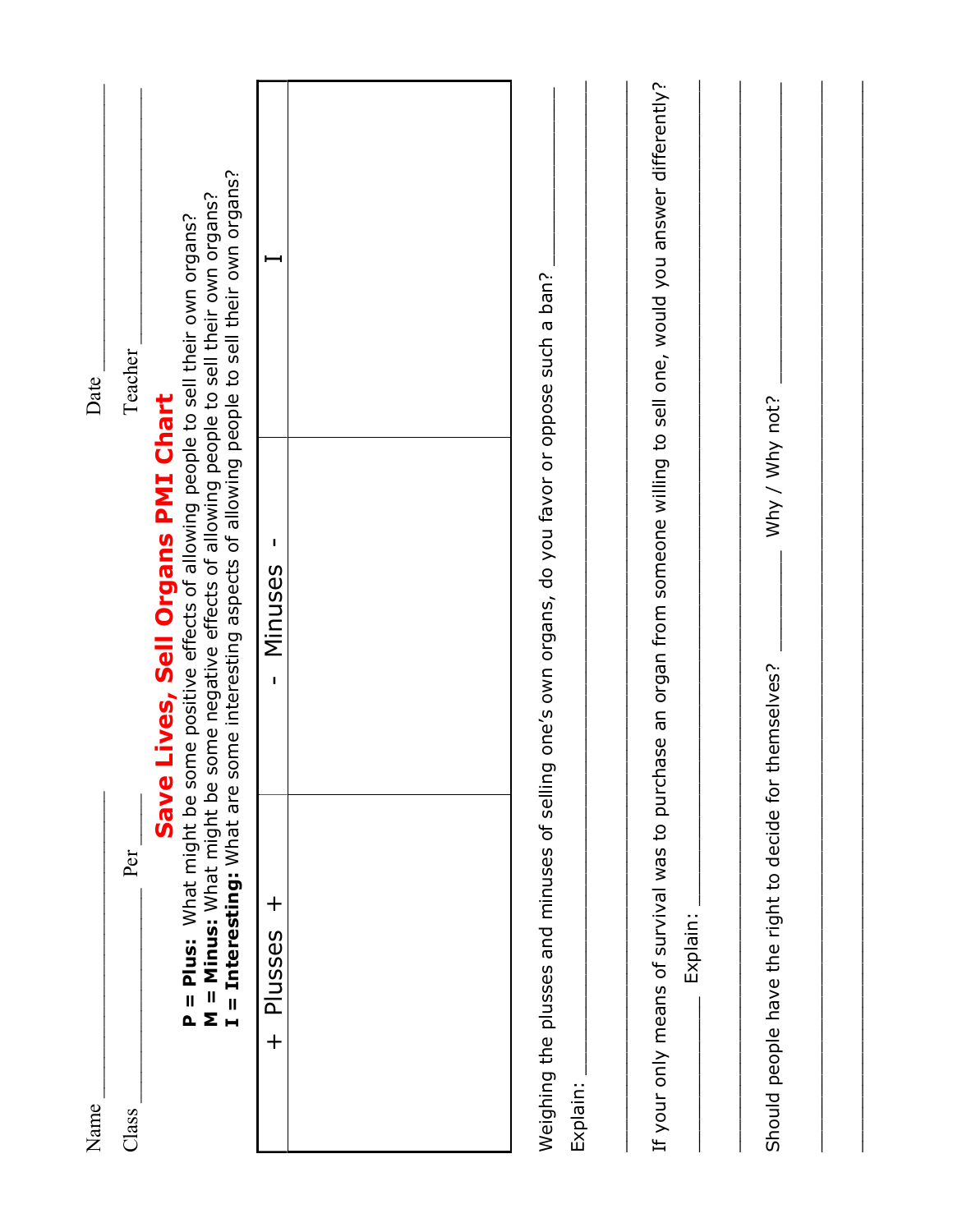Name _______________ Date _______________

Class _______________ Per _______ Teacher _______________

# Save Lives, Sell Organs PMI Chart

**P = Plus:** What might be some positive effects of allowing people to sell their own organs?
**M = Minus:** What might be some negative effects of allowing people to sell their own organs?
**I = Interesting:** What are some interesting aspects of allowing people to sell their own organs?

| + Plusses + | - Minuses - | I |
|---|---|---|
| | | |

Weighing the plusses and minuses of selling one's own organs, do you favor or oppose such a ban? _______________

Explain: _______________

_______________

If your only means of survival was to purchase an organ from someone willing to sell one, would you answer differently? _______________ Explain: _______________

_______________

Should people have the right to decide for themselves? _______________ Why / Why not? _______________

_______________

_______________